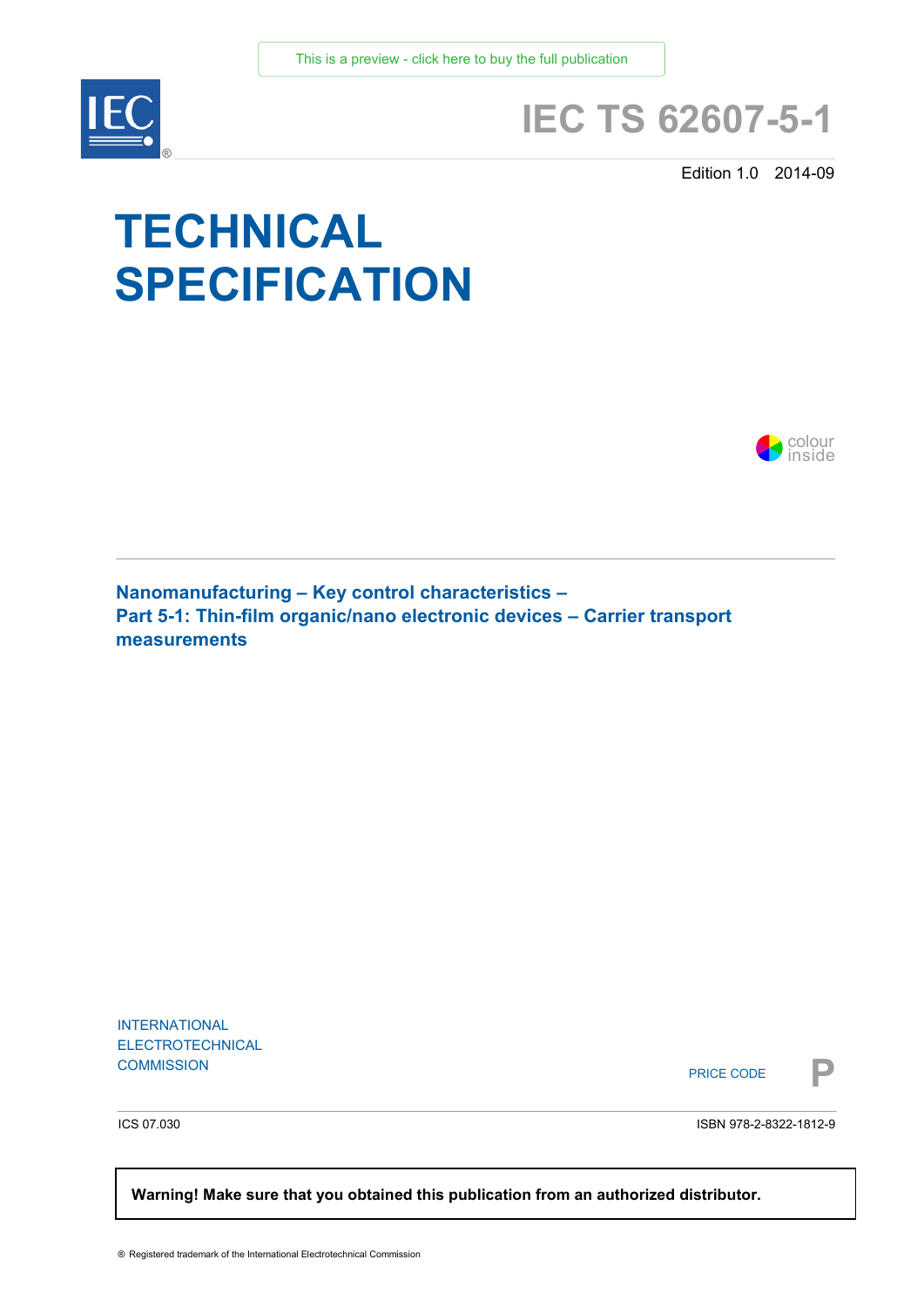This is a preview - click here to buy the full publication

# IEC TS 62607-5-1

Edition 1.0 2014-09

# TECHNICAL SPECIFICATION

colour inside

## Nanomanufacturing – Key control characteristics – Part 5-1: Thin-film organic/nano electronic devices – Carrier transport measurements

INTERNATIONAL ELECTROTECHNICAL COMMISSION

PRICE CODE **P**

ICS 07.030

ISBN 978-2-8322-1812-9

**Warning! Make sure that you obtained this publication from an authorized distributor.**

® Registered trademark of the International Electrotechnical Commission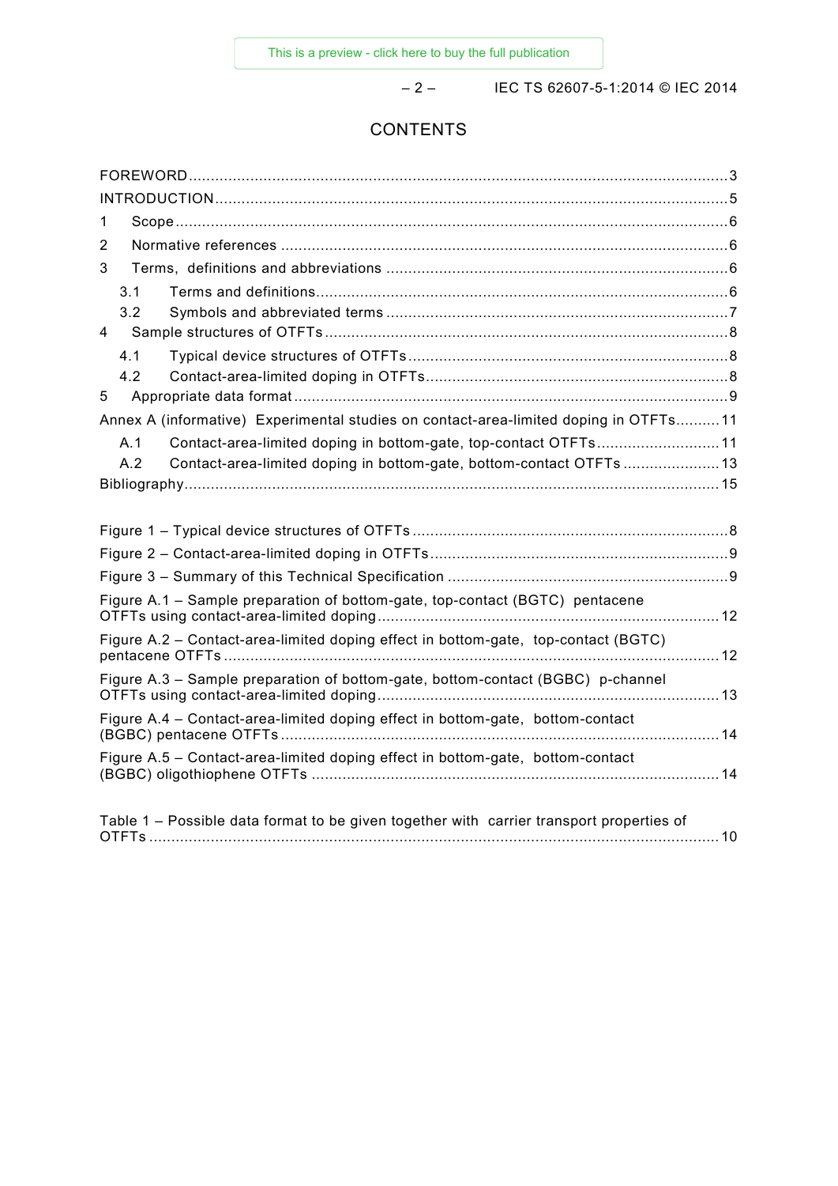# CONTENTS

FOREWORD ........................................................................................................................... 3
INTRODUCTION ..................................................................................................................... 5
1 Scope .............................................................................................................................. 6
2 Normative references ...................................................................................................... 6
3 Terms, definitions and abbreviations .............................................................................. 6
 3.1 Terms and definitions ............................................................................................... 6
 3.2 Symbols and abbreviated terms ............................................................................... 7
4 Sample structures of OTFTs ............................................................................................ 8
 4.1 Typical device structures of OTFTs .......................................................................... 8
 4.2 Contact-area-limited doping in OTFTs ...................................................................... 8
5 Appropriate data format ................................................................................................... 9
Annex A (informative) Experimental studies on contact-area-limited doping in OTFTs .......... 11
 A.1 Contact-area-limited doping in bottom-gate, top-contact OTFTs ............................ 11
 A.2 Contact-area-limited doping in bottom-gate, bottom-contact OTFTs ....................... 13
Bibliography ......................................................................................................................... 15

Figure 1 – Typical device structures of OTFTs ........................................................................ 8
Figure 2 – Contact-area-limited doping in OTFTs .................................................................... 9
Figure 3 – Summary of this Technical Specification ................................................................ 9
Figure A.1 – Sample preparation of bottom-gate, top-contact (BGTC) pentacene OTFTs using contact-area-limited doping ............................................................................. 12
Figure A.2 – Contact-area-limited doping effect in bottom-gate, top-contact (BGTC) pentacene OTFTs ................................................................................................................ 12
Figure A.3 – Sample preparation of bottom-gate, bottom-contact (BGBC) p-channel OTFTs using contact-area-limited doping ............................................................................. 13
Figure A.4 – Contact-area-limited doping effect in bottom-gate, bottom-contact (BGBC) pentacene OTFTs ................................................................................................... 14
Figure A.5 – Contact-area-limited doping effect in bottom-gate, bottom-contact (BGBC) oligothiophene OTFTs ............................................................................................ 14

Table 1 – Possible data format to be given together with carrier transport properties of OTFTs ................................................................................................................................. 10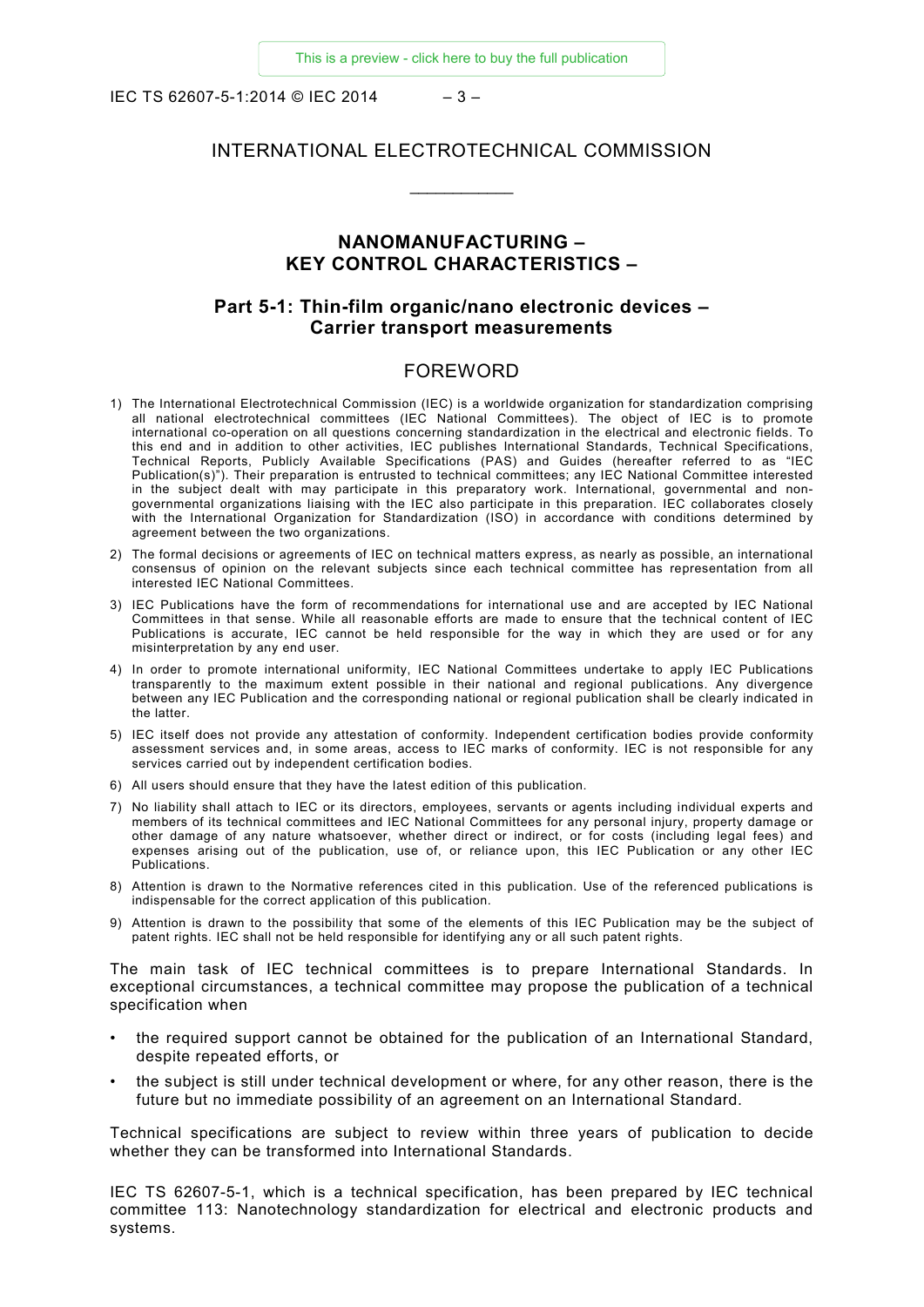# INTERNATIONAL ELECTROTECHNICAL COMMISSION

\_\_\_\_\_\_\_\_\_\_\_\_

## NANOMANUFACTURING – KEY CONTROL CHARACTERISTICS –

## Part 5-1: Thin-film organic/nano electronic devices – Carrier transport measurements

## FOREWORD

1) The International Electrotechnical Commission (IEC) is a worldwide organization for standardization comprising all national electrotechnical committees (IEC National Committees). The object of IEC is to promote international co-operation on all questions concerning standardization in the electrical and electronic fields. To this end and in addition to other activities, IEC publishes International Standards, Technical Specifications, Technical Reports, Publicly Available Specifications (PAS) and Guides (hereafter referred to as "IEC Publication(s)"). Their preparation is entrusted to technical committees; any IEC National Committee interested in the subject dealt with may participate in this preparatory work. International, governmental and non-governmental organizations liaising with the IEC also participate in this preparation. IEC collaborates closely with the International Organization for Standardization (ISO) in accordance with conditions determined by agreement between the two organizations.
2) The formal decisions or agreements of IEC on technical matters express, as nearly as possible, an international consensus of opinion on the relevant subjects since each technical committee has representation from all interested IEC National Committees.
3) IEC Publications have the form of recommendations for international use and are accepted by IEC National Committees in that sense. While all reasonable efforts are made to ensure that the technical content of IEC Publications is accurate, IEC cannot be held responsible for the way in which they are used or for any misinterpretation by any end user.
4) In order to promote international uniformity, IEC National Committees undertake to apply IEC Publications transparently to the maximum extent possible in their national and regional publications. Any divergence between any IEC Publication and the corresponding national or regional publication shall be clearly indicated in the latter.
5) IEC itself does not provide any attestation of conformity. Independent certification bodies provide conformity assessment services and, in some areas, access to IEC marks of conformity. IEC is not responsible for any services carried out by independent certification bodies.
6) All users should ensure that they have the latest edition of this publication.
7) No liability shall attach to IEC or its directors, employees, servants or agents including individual experts and members of its technical committees and IEC National Committees for any personal injury, property damage or other damage of any nature whatsoever, whether direct or indirect, or for costs (including legal fees) and expenses arising out of the publication, use of, or reliance upon, this IEC Publication or any other IEC Publications.
8) Attention is drawn to the Normative references cited in this publication. Use of the referenced publications is indispensable for the correct application of this publication.
9) Attention is drawn to the possibility that some of the elements of this IEC Publication may be the subject of patent rights. IEC shall not be held responsible for identifying any or all such patent rights.

The main task of IEC technical committees is to prepare International Standards. In exceptional circumstances, a technical committee may propose the publication of a technical specification when

- the required support cannot be obtained for the publication of an International Standard, despite repeated efforts, or
- the subject is still under technical development or where, for any other reason, there is the future but no immediate possibility of an agreement on an International Standard.

Technical specifications are subject to review within three years of publication to decide whether they can be transformed into International Standards.

IEC TS 62607-5-1, which is a technical specification, has been prepared by IEC technical committee 113: Nanotechnology standardization for electrical and electronic products and systems.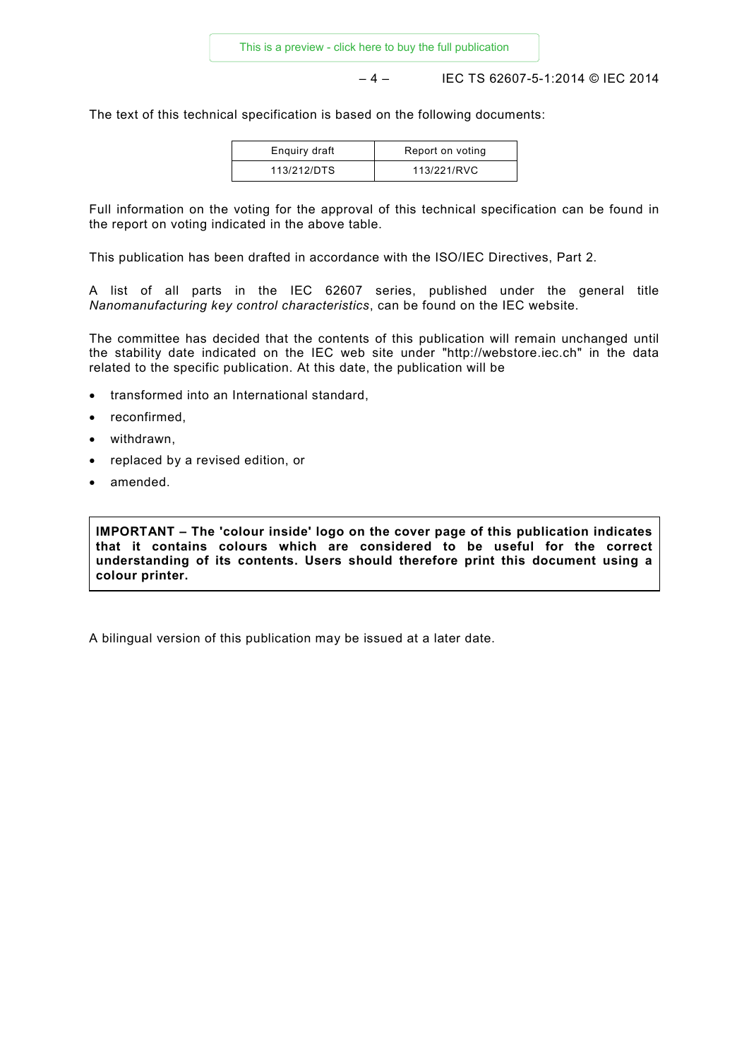The text of this technical specification is based on the following documents:

| Enquiry draft | Report on voting |
| --- | --- |
| 113/212/DTS | 113/221/RVC |

Full information on the voting for the approval of this technical specification can be found in the report on voting indicated in the above table.

This publication has been drafted in accordance with the ISO/IEC Directives, Part 2.

A list of all parts in the IEC 62607 series, published under the general title *Nanomanufacturing key control characteristics*, can be found on the IEC website.

The committee has decided that the contents of this publication will remain unchanged until the stability date indicated on the IEC web site under "http://webstore.iec.ch" in the data related to the specific publication. At this date, the publication will be

- transformed into an International standard,
- reconfirmed,
- withdrawn,
- replaced by a revised edition, or
- amended.

**IMPORTANT – The 'colour inside' logo on the cover page of this publication indicates that it contains colours which are considered to be useful for the correct understanding of its contents. Users should therefore print this document using a colour printer.**

A bilingual version of this publication may be issued at a later date.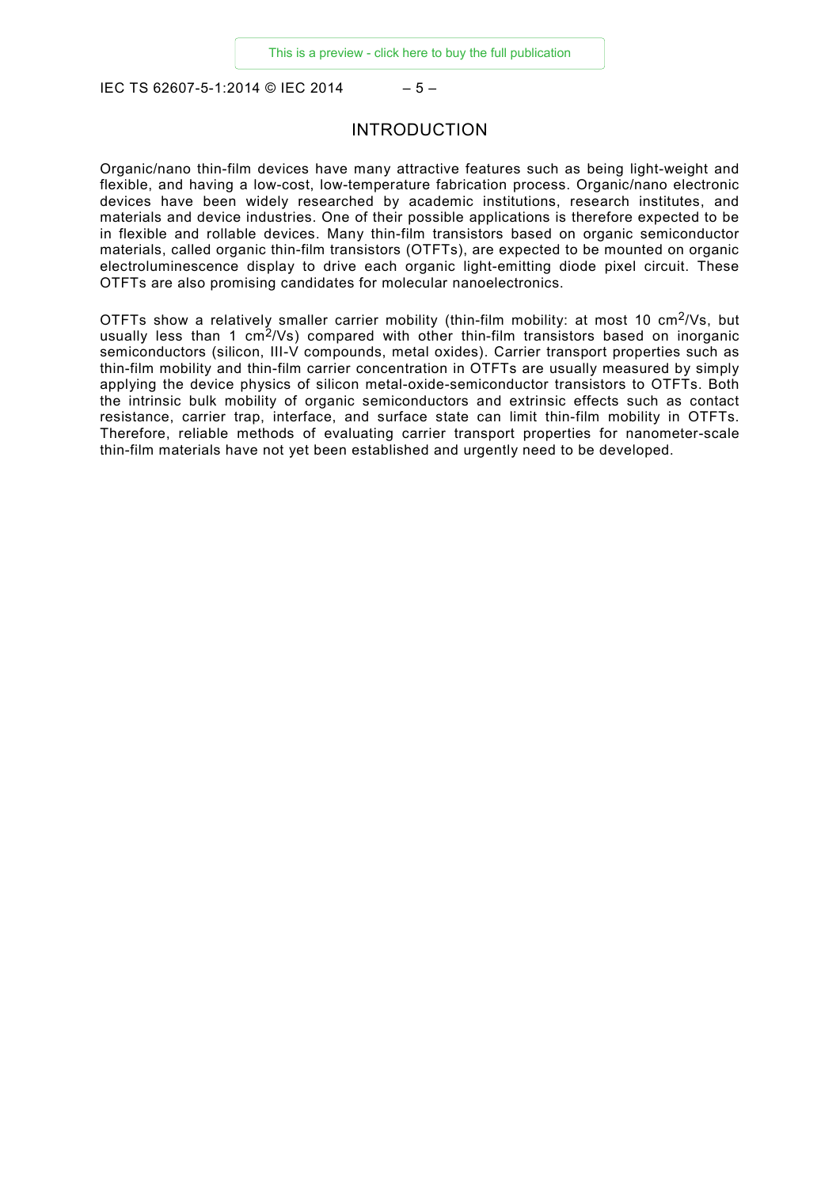# INTRODUCTION

Organic/nano thin-film devices have many attractive features such as being light-weight and flexible, and having a low-cost, low-temperature fabrication process. Organic/nano electronic devices have been widely researched by academic institutions, research institutes, and materials and device industries. One of their possible applications is therefore expected to be in flexible and rollable devices. Many thin-film transistors based on organic semiconductor materials, called organic thin-film transistors (OTFTs), are expected to be mounted on organic electroluminescence display to drive each organic light-emitting diode pixel circuit. These OTFTs are also promising candidates for molecular nanoelectronics.

OTFTs show a relatively smaller carrier mobility (thin-film mobility: at most 10 $cm^2/Vs$, but usually less than 1 $cm^2/Vs$) compared with other thin-film transistors based on inorganic semiconductors (silicon, III-V compounds, metal oxides). Carrier transport properties such as thin-film mobility and thin-film carrier concentration in OTFTs are usually measured by simply applying the device physics of silicon metal-oxide-semiconductor transistors to OTFTs. Both the intrinsic bulk mobility of organic semiconductors and extrinsic effects such as contact resistance, carrier trap, interface, and surface state can limit thin-film mobility in OTFTs. Therefore, reliable methods of evaluating carrier transport properties for nanometer-scale thin-film materials have not yet been established and urgently need to be developed.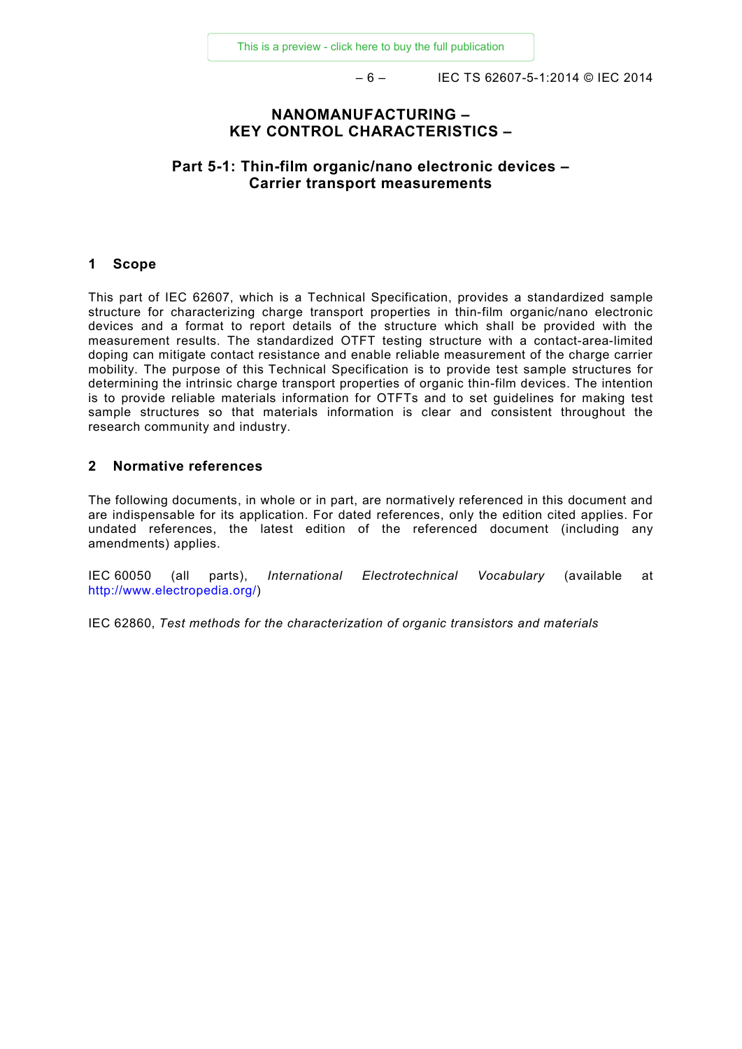# NANOMANUFACTURING – KEY CONTROL CHARACTERISTICS –

## Part 5-1: Thin-film organic/nano electronic devices – Carrier transport measurements

## 1 Scope

This part of IEC 62607, which is a Technical Specification, provides a standardized sample structure for characterizing charge transport properties in thin-film organic/nano electronic devices and a format to report details of the structure which shall be provided with the measurement results. The standardized OTFT testing structure with a contact-area-limited doping can mitigate contact resistance and enable reliable measurement of the charge carrier mobility. The purpose of this Technical Specification is to provide test sample structures for determining the intrinsic charge transport properties of organic thin-film devices. The intention is to provide reliable materials information for OTFTs and to set guidelines for making test sample structures so that materials information is clear and consistent throughout the research community and industry.

## 2 Normative references

The following documents, in whole or in part, are normatively referenced in this document and are indispensable for its application. For dated references, only the edition cited applies. For undated references, the latest edition of the referenced document (including any amendments) applies.

IEC 60050 (all parts), *International Electrotechnical Vocabulary* (available at http://www.electropedia.org/)

IEC 62860, *Test methods for the characterization of organic transistors and materials*